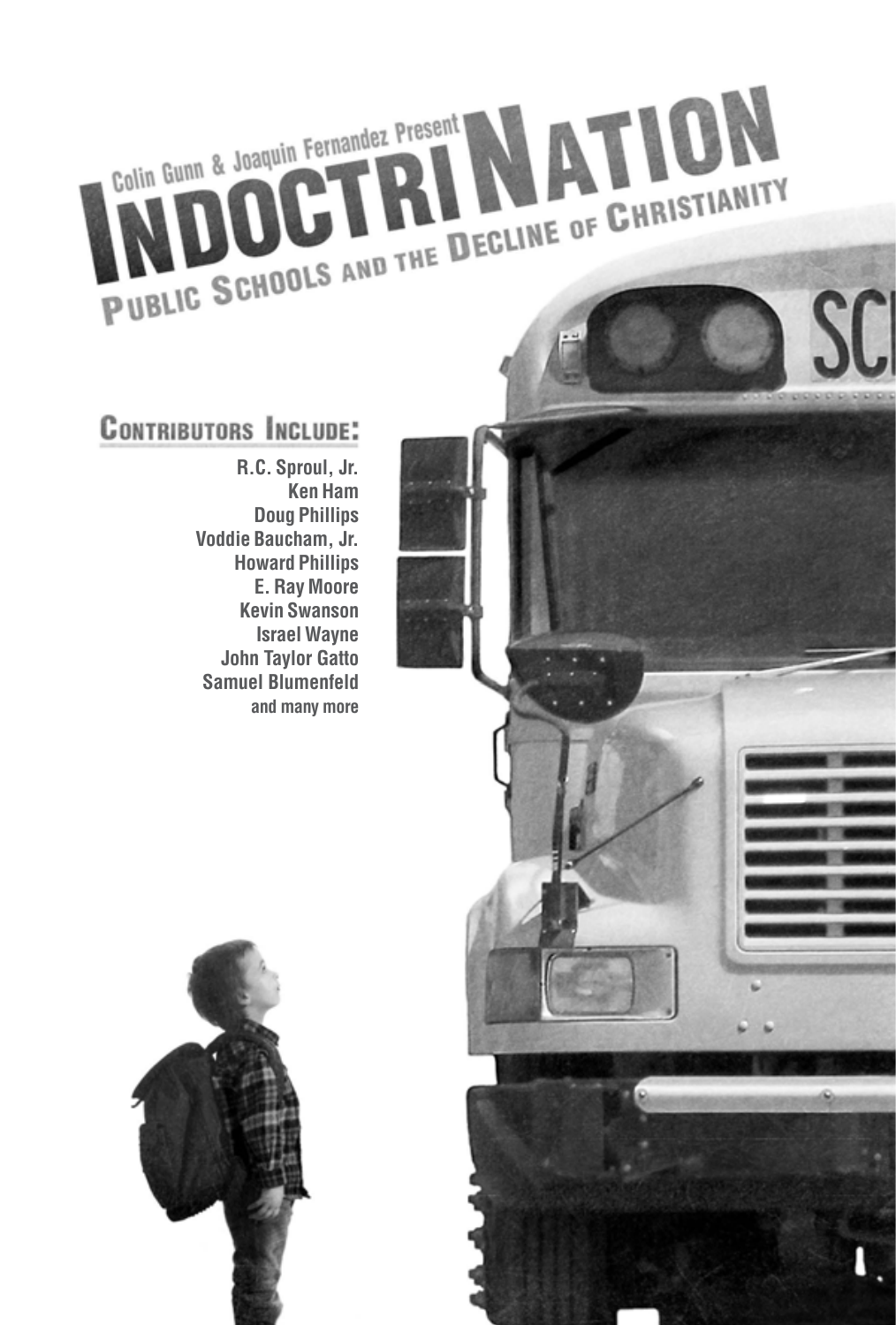Colin Gunn & Joaquin Fernandez Present

# INDOCTRINATION

## PUBLIC SCHOOLS AND THE DECLINE OF CHRISTIANITY

### CONTRIBUTORS INCLUDE:

**R.C. Sproul, Jr.**
**Ken Ham**
**Doug Phillips**
**Voddie Baucham, Jr.**
**Howard Phillips**
**E. Ray Moore**
**Kevin Swanson**
**Israel Wayne**
**John Taylor Gatto**
**Samuel Blumenfeld**
**and many more**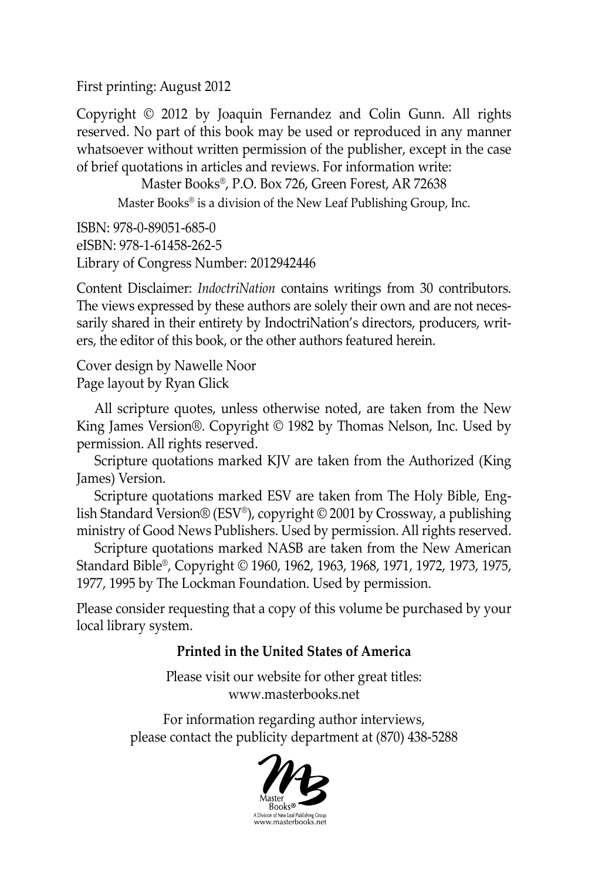First printing: August 2012

Copyright © 2012 by Joaquin Fernandez and Colin Gunn. All rights reserved. No part of this book may be used or reproduced in any manner whatsoever without written permission of the publisher, except in the case of brief quotations in articles and reviews. For information write:

Master Books®, P.O. Box 726, Green Forest, AR 72638

Master Books® is a division of the New Leaf Publishing Group, Inc.

ISBN: 978-0-89051-685-0
eISBN: 978-1-61458-262-5
Library of Congress Number: 2012942446

Content Disclaimer: *IndoctriNation* contains writings from 30 contributors. The views expressed by these authors are solely their own and are not necessarily shared in their entirety by IndoctriNation's directors, producers, writers, the editor of this book, or the other authors featured herein.

Cover design by Nawelle Noor
Page layout by Ryan Glick

All scripture quotes, unless otherwise noted, are taken from the New King James Version®. Copyright © 1982 by Thomas Nelson, Inc. Used by permission. All rights reserved.

Scripture quotations marked KJV are taken from the Authorized (King James) Version.

Scripture quotations marked ESV are taken from The Holy Bible, English Standard Version® (ESV®), copyright © 2001 by Crossway, a publishing ministry of Good News Publishers. Used by permission. All rights reserved.

Scripture quotations marked NASB are taken from the New American Standard Bible®, Copyright © 1960, 1962, 1963, 1968, 1971, 1972, 1973, 1975, 1977, 1995 by The Lockman Foundation. Used by permission.

Please consider requesting that a copy of this volume be purchased by your local library system.

**Printed in the United States of America**

Please visit our website for other great titles:
www.masterbooks.net

For information regarding author interviews,
please contact the publicity department at (870) 438-5288

Master Books®
A Division of New Leaf Publishing Group
www.masterbooks.net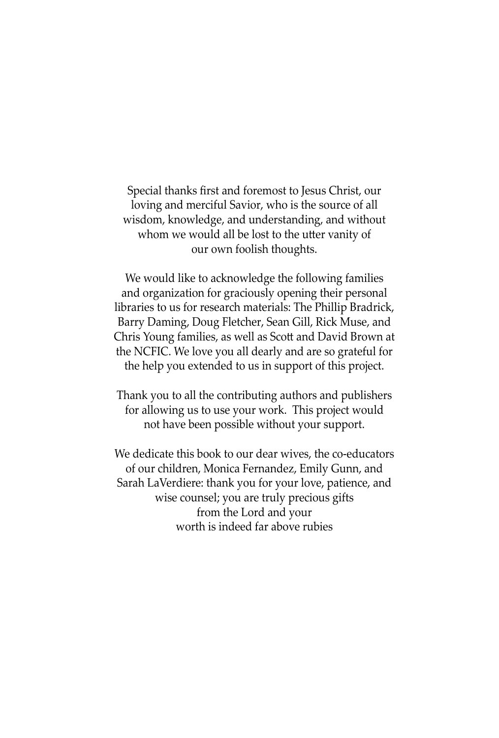Special thanks first and foremost to Jesus Christ, our loving and merciful Savior, who is the source of all wisdom, knowledge, and understanding, and without whom we would all be lost to the utter vanity of our own foolish thoughts.

We would like to acknowledge the following families and organization for graciously opening their personal libraries to us for research materials: The Phillip Bradrick, Barry Daming, Doug Fletcher, Sean Gill, Rick Muse, and Chris Young families, as well as Scott and David Brown at the NCFIC. We love you all dearly and are so grateful for the help you extended to us in support of this project.

Thank you to all the contributing authors and publishers for allowing us to use your work. This project would not have been possible without your support.

We dedicate this book to our dear wives, the co-educators of our children, Monica Fernandez, Emily Gunn, and Sarah LaVerdiere: thank you for your love, patience, and wise counsel; you are truly precious gifts from the Lord and your worth is indeed far above rubies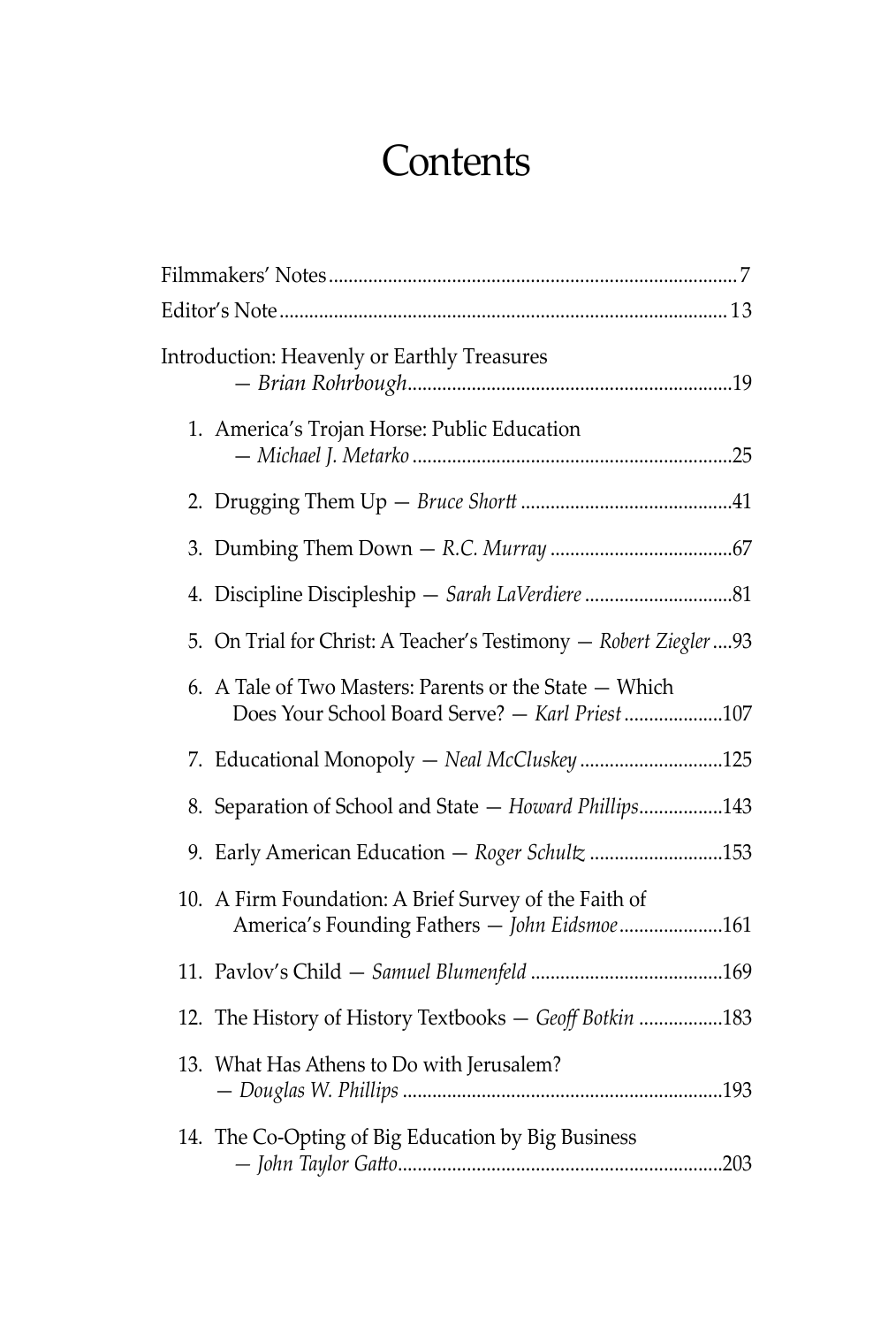# Contents

Filmmakers' Notes .......... 7

Editor's Note .......... 13

Introduction: Heavenly or Earthly Treasures — *Brian Rohrbough* .......... 19

1. America's Trojan Horse: Public Education — *Michael J. Metarko* .......... 25
2. Drugging Them Up — *Bruce Shortt* .......... 41
3. Dumbing Them Down — *R.C. Murray* .......... 67
4. Discipline Discipleship — *Sarah LaVerdiere* .......... 81
5. On Trial for Christ: A Teacher's Testimony — *Robert Ziegler* .......... 93
6. A Tale of Two Masters: Parents or the State — Which Does Your School Board Serve? — *Karl Priest* .......... 107
7. Educational Monopoly — *Neal McCluskey* .......... 125
8. Separation of School and State — *Howard Phillips* .......... 143
9. Early American Education — *Roger Schultz* .......... 153
10. A Firm Foundation: A Brief Survey of the Faith of America's Founding Fathers — *John Eidsmoe* .......... 161
11. Pavlov's Child — *Samuel Blumenfeld* .......... 169
12. The History of History Textbooks — *Geoff Botkin* .......... 183
13. What Has Athens to Do with Jerusalem? — *Douglas W. Phillips* .......... 193
14. The Co-Opting of Big Education by Big Business — *John Taylor Gatto* .......... 203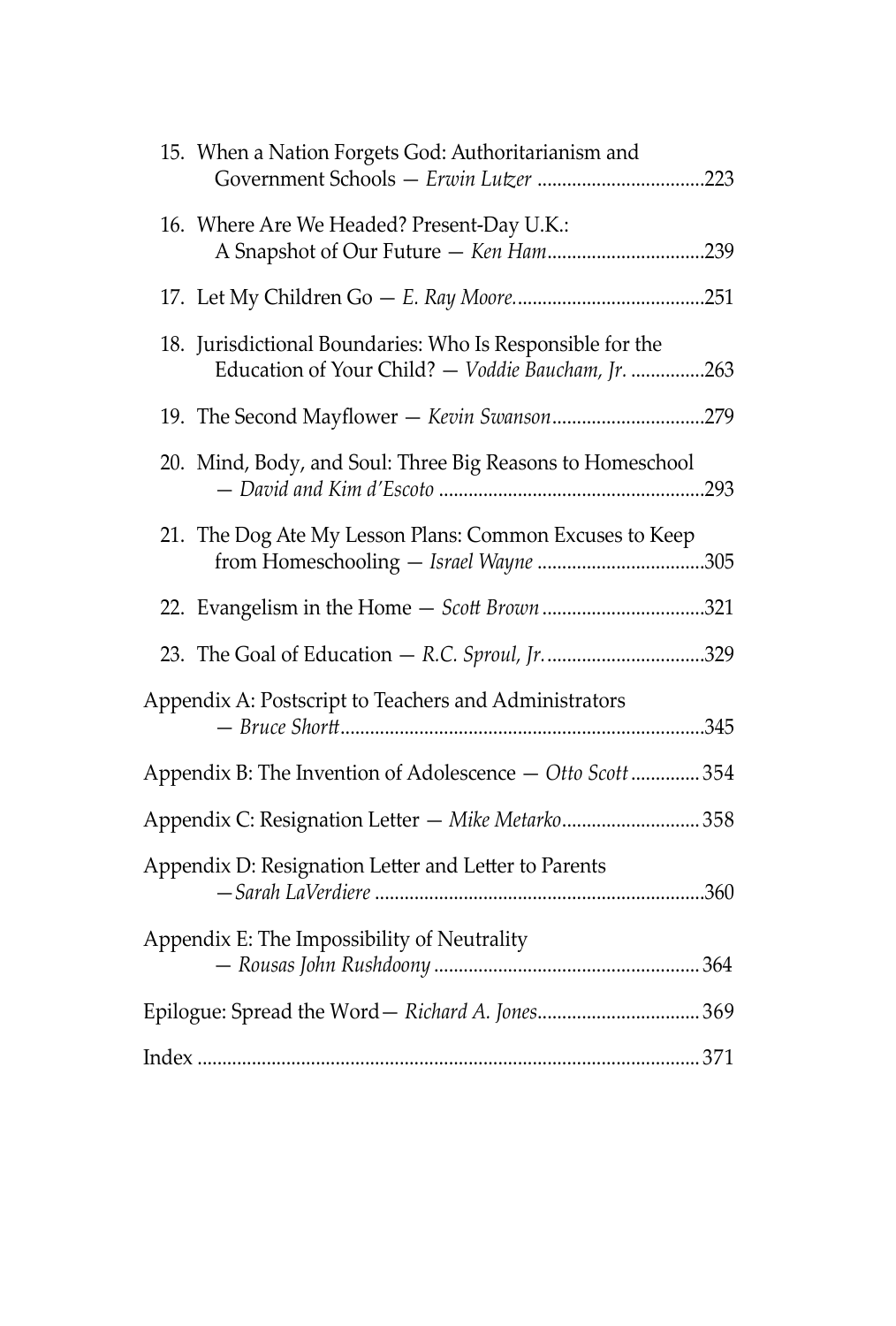15. When a Nation Forgets God: Authoritarianism and Government Schools — *Erwin Lutzer* ..................................223

16. Where Are We Headed? Present-Day U.K.: A Snapshot of Our Future — *Ken Ham*................................239

17. Let My Children Go — *E. Ray Moore*.......................................251

18. Jurisdictional Boundaries: Who Is Responsible for the Education of Your Child? — *Voddie Baucham, Jr.* ...............263

19. The Second Mayflower — *Kevin Swanson*...............................279

20. Mind, Body, and Soul: Three Big Reasons to Homeschool — *David and Kim d'Escoto* ......................................................293

21. The Dog Ate My Lesson Plans: Common Excuses to Keep from Homeschooling — *Israel Wayne* ..................................305

22. Evangelism in the Home — *Scott Brown* .................................321

23. The Goal of Education — *R.C. Sproul, Jr.*................................329

Appendix A: Postscript to Teachers and Administrators — *Bruce Shortt*.........................................................................345

Appendix B: The Invention of Adolescence — *Otto Scott* ..............354

Appendix C: Resignation Letter — *Mike Metarko*............................358

Appendix D: Resignation Letter and Letter to Parents —*Sarah LaVerdiere* ..................................................................360

Appendix E: The Impossibility of Neutrality — *Rousas John Rushdoony* ......................................................364

Epilogue: Spread the Word— *Richard A. Jones*.................................369

Index .....................................................................................................371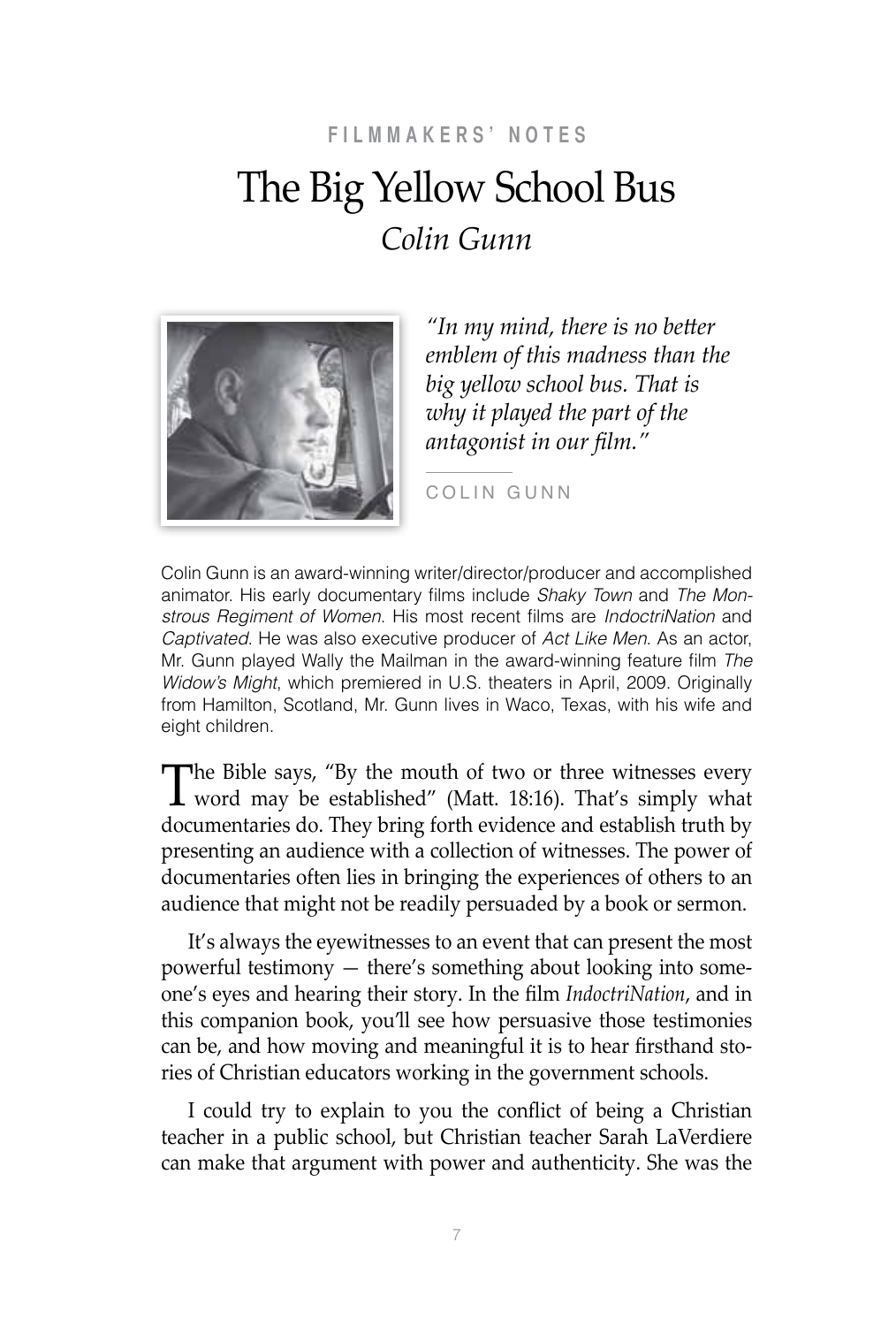FILMMAKERS' NOTES

# The Big Yellow School Bus

## *Colin Gunn*

*"In my mind, there is no better emblem of this madness than the big yellow school bus. That is why it played the part of the antagonist in our film."*

COLIN GUNN

Colin Gunn is an award-winning writer/director/producer and accomplished animator. His early documentary films include *Shaky Town* and *The Monstrous Regiment of Women*. His most recent films are *IndoctriNation* and *Captivated*. He was also executive producer of *Act Like Men*. As an actor, Mr. Gunn played Wally the Mailman in the award-winning feature film *The Widow's Might*, which premiered in U.S. theaters in April, 2009. Originally from Hamilton, Scotland, Mr. Gunn lives in Waco, Texas, with his wife and eight children.

The Bible says, "By the mouth of two or three witnesses every word may be established" (Matt. 18:16). That's simply what documentaries do. They bring forth evidence and establish truth by presenting an audience with a collection of witnesses. The power of documentaries often lies in bringing the experiences of others to an audience that might not be readily persuaded by a book or sermon.

It's always the eyewitnesses to an event that can present the most powerful testimony — there's something about looking into someone's eyes and hearing their story. In the film *IndoctriNation*, and in this companion book, you'll see how persuasive those testimonies can be, and how moving and meaningful it is to hear firsthand stories of Christian educators working in the government schools.

I could try to explain to you the conflict of being a Christian teacher in a public school, but Christian teacher Sarah LaVerdiere can make that argument with power and authenticity. She was the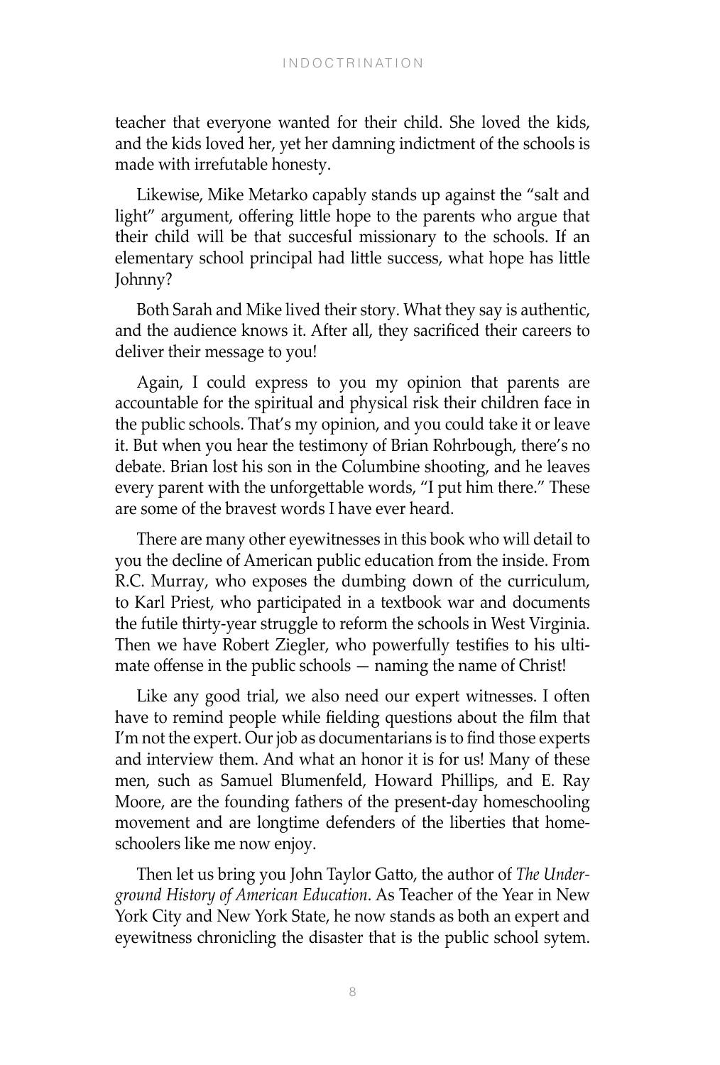teacher that everyone wanted for their child. She loved the kids, and the kids loved her, yet her damning indictment of the schools is made with irrefutable honesty.

Likewise, Mike Metarko capably stands up against the "salt and light" argument, offering little hope to the parents who argue that their child will be that succesful missionary to the schools. If an elementary school principal had little success, what hope has little Johnny?

Both Sarah and Mike lived their story. What they say is authentic, and the audience knows it. After all, they sacrificed their careers to deliver their message to you!

Again, I could express to you my opinion that parents are accountable for the spiritual and physical risk their children face in the public schools. That's my opinion, and you could take it or leave it. But when you hear the testimony of Brian Rohrbough, there's no debate. Brian lost his son in the Columbine shooting, and he leaves every parent with the unforgettable words, "I put him there." These are some of the bravest words I have ever heard.

There are many other eyewitnesses in this book who will detail to you the decline of American public education from the inside. From R.C. Murray, who exposes the dumbing down of the curriculum, to Karl Priest, who participated in a textbook war and documents the futile thirty-year struggle to reform the schools in West Virginia. Then we have Robert Ziegler, who powerfully testifies to his ultimate offense in the public schools — naming the name of Christ!

Like any good trial, we also need our expert witnesses. I often have to remind people while fielding questions about the film that I'm not the expert. Our job as documentarians is to find those experts and interview them. And what an honor it is for us! Many of these men, such as Samuel Blumenfeld, Howard Phillips, and E. Ray Moore, are the founding fathers of the present-day homeschooling movement and are longtime defenders of the liberties that homeschoolers like me now enjoy.

Then let us bring you John Taylor Gatto, the author of *The Underground History of American Education*. As Teacher of the Year in New York City and New York State, he now stands as both an expert and eyewitness chronicling the disaster that is the public school sytem.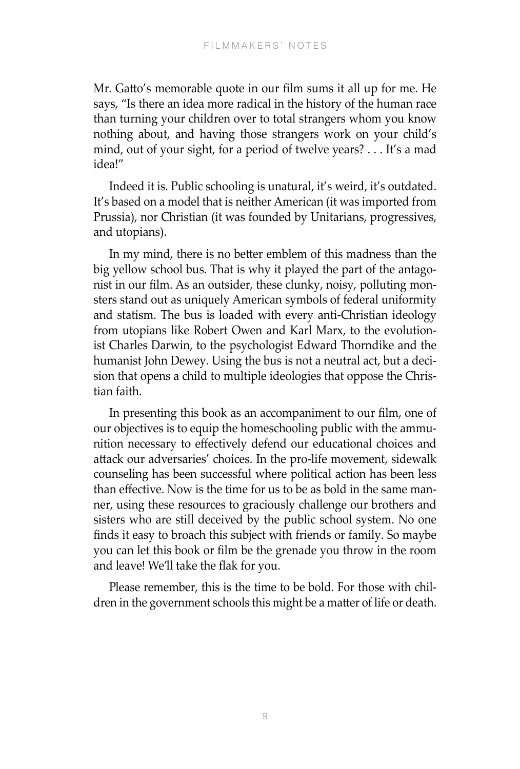Mr. Gatto's memorable quote in our film sums it all up for me. He says, "Is there an idea more radical in the history of the human race than turning your children over to total strangers whom you know nothing about, and having those strangers work on your child's mind, out of your sight, for a period of twelve years? . . . It's a mad idea!"

Indeed it is. Public schooling is unatural, it's weird, it's outdated. It's based on a model that is neither American (it was imported from Prussia), nor Christian (it was founded by Unitarians, progressives, and utopians).

In my mind, there is no better emblem of this madness than the big yellow school bus. That is why it played the part of the antagonist in our film. As an outsider, these clunky, noisy, polluting monsters stand out as uniquely American symbols of federal uniformity and statism. The bus is loaded with every anti-Christian ideology from utopians like Robert Owen and Karl Marx, to the evolutionist Charles Darwin, to the psychologist Edward Thorndike and the humanist John Dewey. Using the bus is not a neutral act, but a decision that opens a child to multiple ideologies that oppose the Christian faith.

In presenting this book as an accompaniment to our film, one of our objectives is to equip the homeschooling public with the ammunition necessary to effectively defend our educational choices and attack our adversaries' choices. In the pro-life movement, sidewalk counseling has been successful where political action has been less than effective. Now is the time for us to be as bold in the same manner, using these resources to graciously challenge our brothers and sisters who are still deceived by the public school system. No one finds it easy to broach this subject with friends or family. So maybe you can let this book or film be the grenade you throw in the room and leave! We'll take the flak for you.

Please remember, this is the time to be bold. For those with children in the government schools this might be a matter of life or death.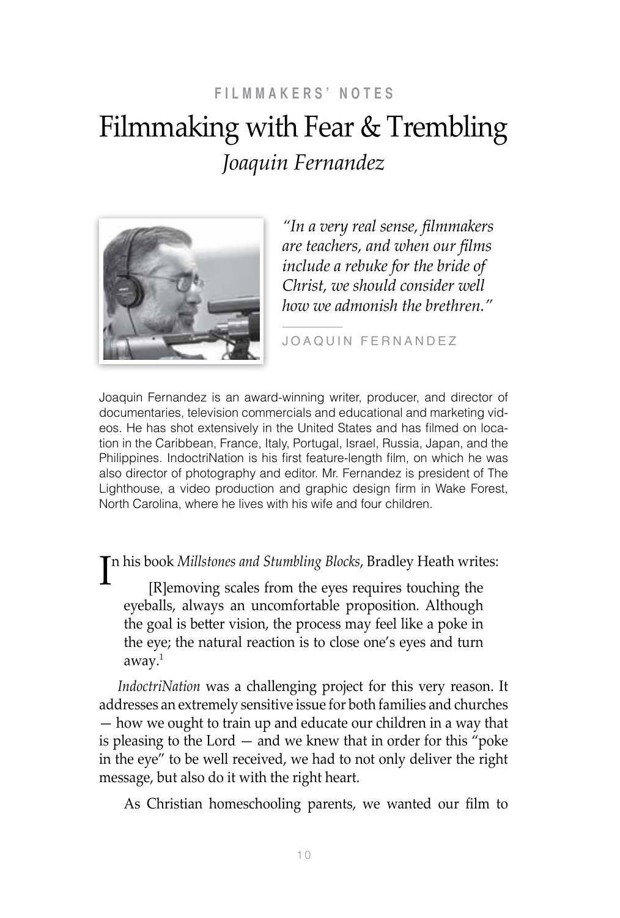FILMMAKERS' NOTES

# Filmmaking with Fear & Trembling

*Joaquin Fernandez*

*"In a very real sense, filmmakers are teachers, and when our films include a rebuke for the bride of Christ, we should consider well how we admonish the brethren."*

JOAQUIN FERNANDEZ

Joaquin Fernandez is an award-winning writer, producer, and director of documentaries, television commercials and educational and marketing videos. He has shot extensively in the United States and has filmed on location in the Caribbean, France, Italy, Portugal, Israel, Russia, Japan, and the Philippines. IndoctriNation is his first feature-length film, on which he was also director of photography and editor. Mr. Fernandez is president of The Lighthouse, a video production and graphic design firm in Wake Forest, North Carolina, where he lives with his wife and four children.

In his book *Millstones and Stumbling Blocks*, Bradley Heath writes:

> [R]emoving scales from the eyes requires touching the eyeballs, always an uncomfortable proposition. Although the goal is better vision, the process may feel like a poke in the eye; the natural reaction is to close one's eyes and turn away.[1]

*IndoctriNation* was a challenging project for this very reason. It addresses an extremely sensitive issue for both families and churches — how we ought to train up and educate our children in a way that is pleasing to the Lord — and we knew that in order for this "poke in the eye" to be well received, we had to not only deliver the right message, but also do it with the right heart.

As Christian homeschooling parents, we wanted our film to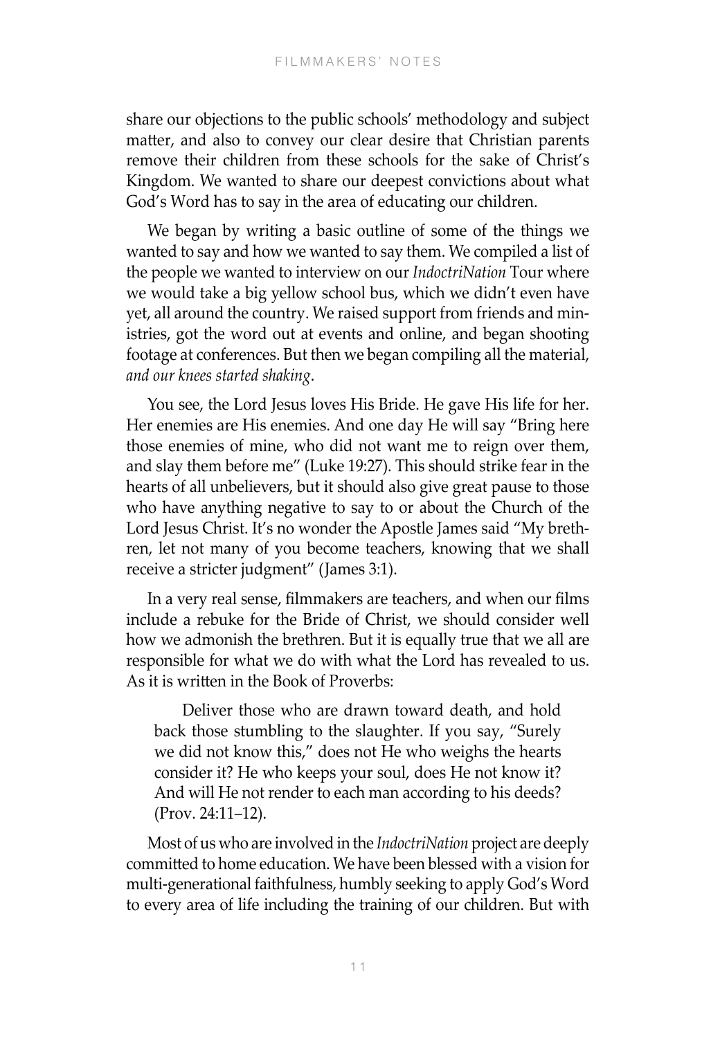share our objections to the public schools' methodology and subject matter, and also to convey our clear desire that Christian parents remove their children from these schools for the sake of Christ's Kingdom. We wanted to share our deepest convictions about what God's Word has to say in the area of educating our children.

We began by writing a basic outline of some of the things we wanted to say and how we wanted to say them. We compiled a list of the people we wanted to interview on our *IndoctriNation* Tour where we would take a big yellow school bus, which we didn't even have yet, all around the country. We raised support from friends and ministries, got the word out at events and online, and began shooting footage at conferences. But then we began compiling all the material, *and our knees started shaking*.

You see, the Lord Jesus loves His Bride. He gave His life for her. Her enemies are His enemies. And one day He will say "Bring here those enemies of mine, who did not want me to reign over them, and slay them before me" (Luke 19:27). This should strike fear in the hearts of all unbelievers, but it should also give great pause to those who have anything negative to say to or about the Church of the Lord Jesus Christ. It's no wonder the Apostle James said "My brethren, let not many of you become teachers, knowing that we shall receive a stricter judgment" (James 3:1).

In a very real sense, filmmakers are teachers, and when our films include a rebuke for the Bride of Christ, we should consider well how we admonish the brethren. But it is equally true that we all are responsible for what we do with what the Lord has revealed to us. As it is written in the Book of Proverbs:

> Deliver those who are drawn toward death, and hold back those stumbling to the slaughter. If you say, "Surely we did not know this," does not He who weighs the hearts consider it? He who keeps your soul, does He not know it? And will He not render to each man according to his deeds? (Prov. 24:11–12).

Most of us who are involved in the *IndoctriNation* project are deeply committed to home education. We have been blessed with a vision for multi-generational faithfulness, humbly seeking to apply God's Word to every area of life including the training of our children. But with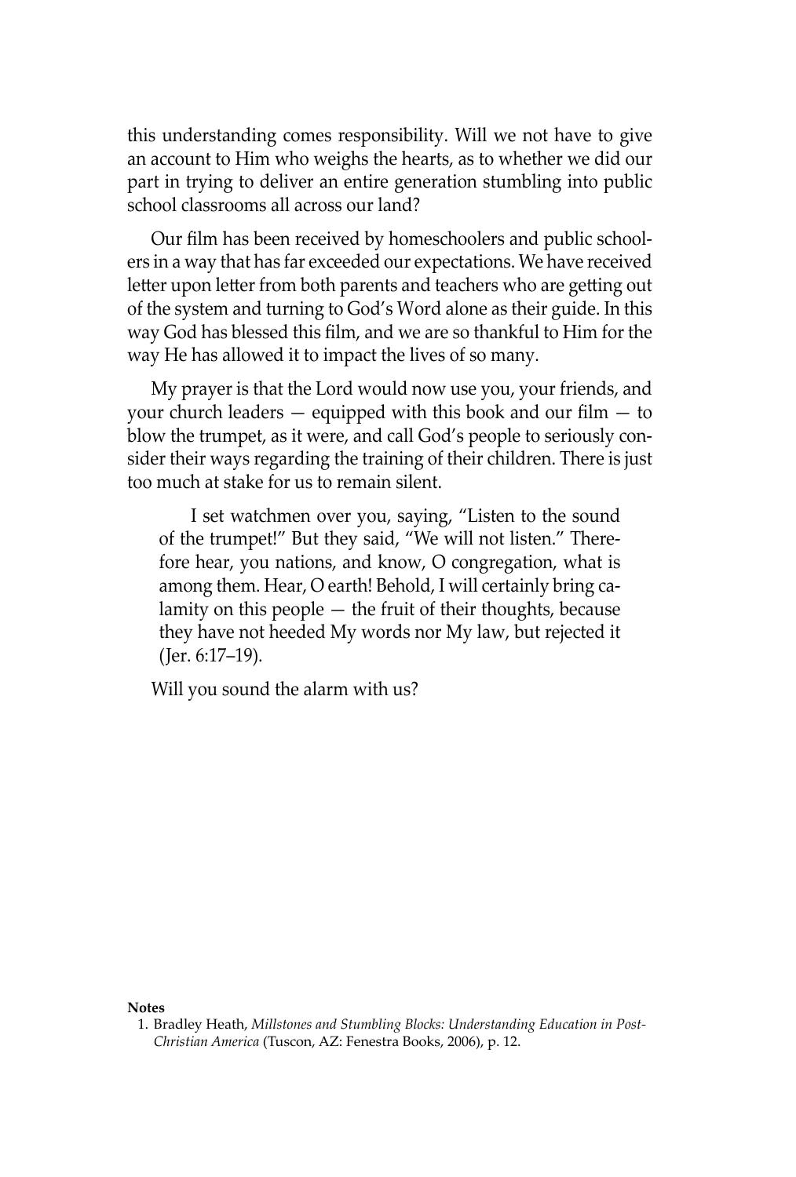this understanding comes responsibility. Will we not have to give an account to Him who weighs the hearts, as to whether we did our part in trying to deliver an entire generation stumbling into public school classrooms all across our land?

Our film has been received by homeschoolers and public schoolers in a way that has far exceeded our expectations. We have received letter upon letter from both parents and teachers who are getting out of the system and turning to God's Word alone as their guide. In this way God has blessed this film, and we are so thankful to Him for the way He has allowed it to impact the lives of so many.

My prayer is that the Lord would now use you, your friends, and your church leaders — equipped with this book and our film — to blow the trumpet, as it were, and call God's people to seriously consider their ways regarding the training of their children. There is just too much at stake for us to remain silent.

> I set watchmen over you, saying, "Listen to the sound of the trumpet!" But they said, "We will not listen." Therefore hear, you nations, and know, O congregation, what is among them. Hear, O earth! Behold, I will certainly bring calamity on this people — the fruit of their thoughts, because they have not heeded My words nor My law, but rejected it (Jer. 6:17–19).

Will you sound the alarm with us?

**Notes**

1. Bradley Heath, *Millstones and Stumbling Blocks: Understanding Education in Post-Christian America* (Tuscon, AZ: Fenestra Books, 2006), p. 12.